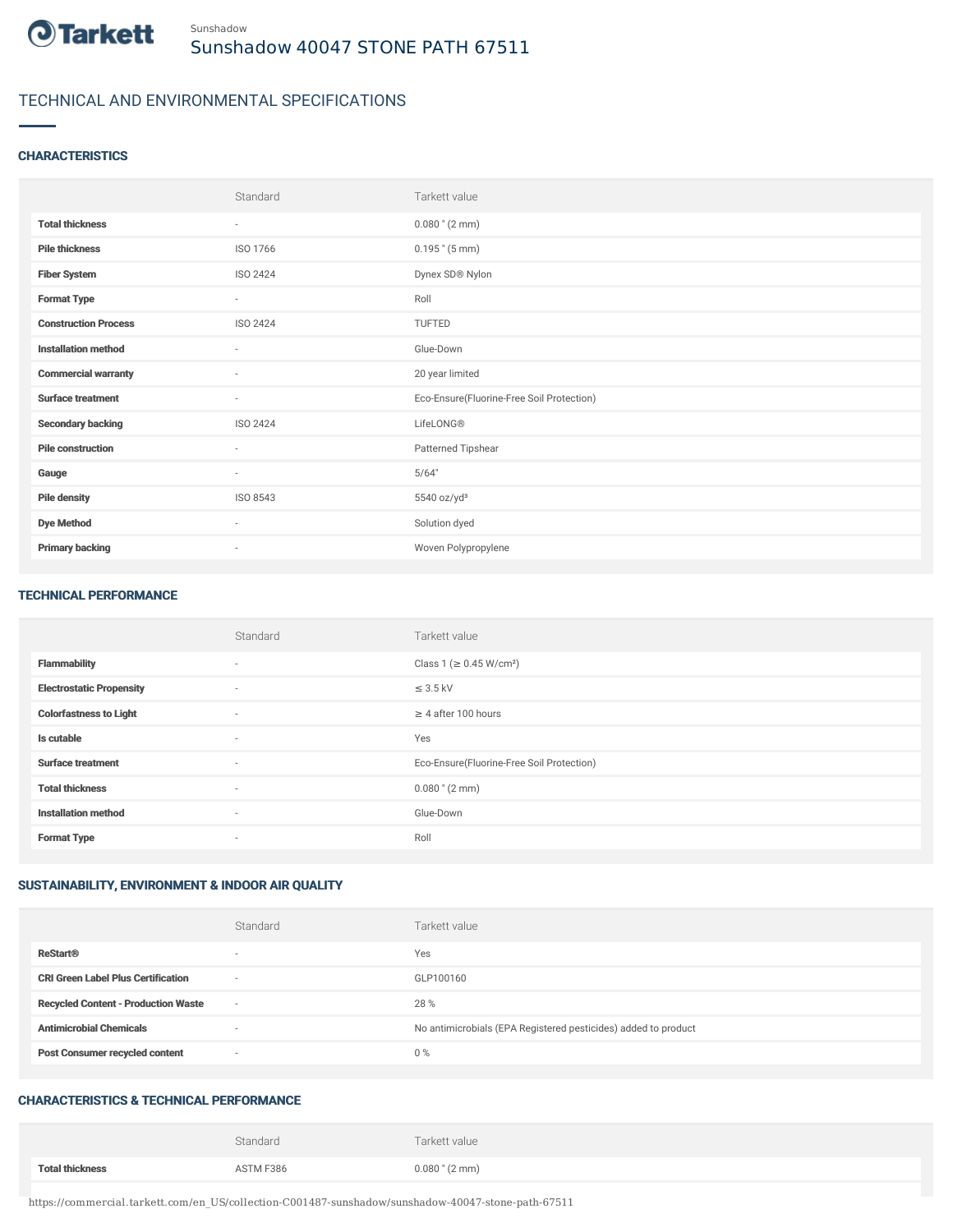Sunshadow

# Sunshadow 40047 STONE PATH 67511

## TECHNICAL AND ENVIRONMENTAL SPECIFICATIONS

### CHARACTERISTICS

| | Standard | Tarkett value |
|---|---|---|
| **Total thickness** | - | 0.080 " (2 mm) |
| **Pile thickness** | ISO 1766 | 0.195 " (5 mm) |
| **Fiber System** | ISO 2424 | Dynex SD® Nylon |
| **Format Type** | - | Roll |
| **Construction Process** | ISO 2424 | TUFTED |
| **Installation method** | - | Glue-Down |
| **Commercial warranty** | - | 20 year limited |
| **Surface treatment** | - | Eco-Ensure(Fluorine-Free Soil Protection) |
| **Secondary backing** | ISO 2424 | LifeLONG® |
| **Pile construction** | - | Patterned Tipshear |
| **Gauge** | - | 5/64" |
| **Pile density** | ISO 8543 | 5540 oz/yd³ |
| **Dye Method** | - | Solution dyed |
| **Primary backing** | - | Woven Polypropylene |

### TECHNICAL PERFORMANCE

| | Standard | Tarkett value |
|---|---|---|
| **Flammability** | - | Class 1 (≥ 0.45 W/cm²) |
| **Electrostatic Propensity** | - | ≤ 3.5 kV |
| **Colorfastness to Light** | - | ≥ 4 after 100 hours |
| **Is cutable** | - | Yes |
| **Surface treatment** | - | Eco-Ensure(Fluorine-Free Soil Protection) |
| **Total thickness** | - | 0.080 " (2 mm) |
| **Installation method** | - | Glue-Down |
| **Format Type** | - | Roll |

### SUSTAINABILITY, ENVIRONMENT & INDOOR AIR QUALITY

| | Standard | Tarkett value |
|---|---|---|
| **ReStart®** | - | Yes |
| **CRI Green Label Plus Certification** | - | GLP100160 |
| **Recycled Content - Production Waste** | - | 28 % |
| **Antimicrobial Chemicals** | - | No antimicrobials (EPA Registered pesticides) added to product |
| **Post Consumer recycled content** | - | 0 % |

### CHARACTERISTICS & TECHNICAL PERFORMANCE

| | Standard | Tarkett value |
|---|---|---|
| **Total thickness** | ASTM F386 | 0.080 " (2 mm) |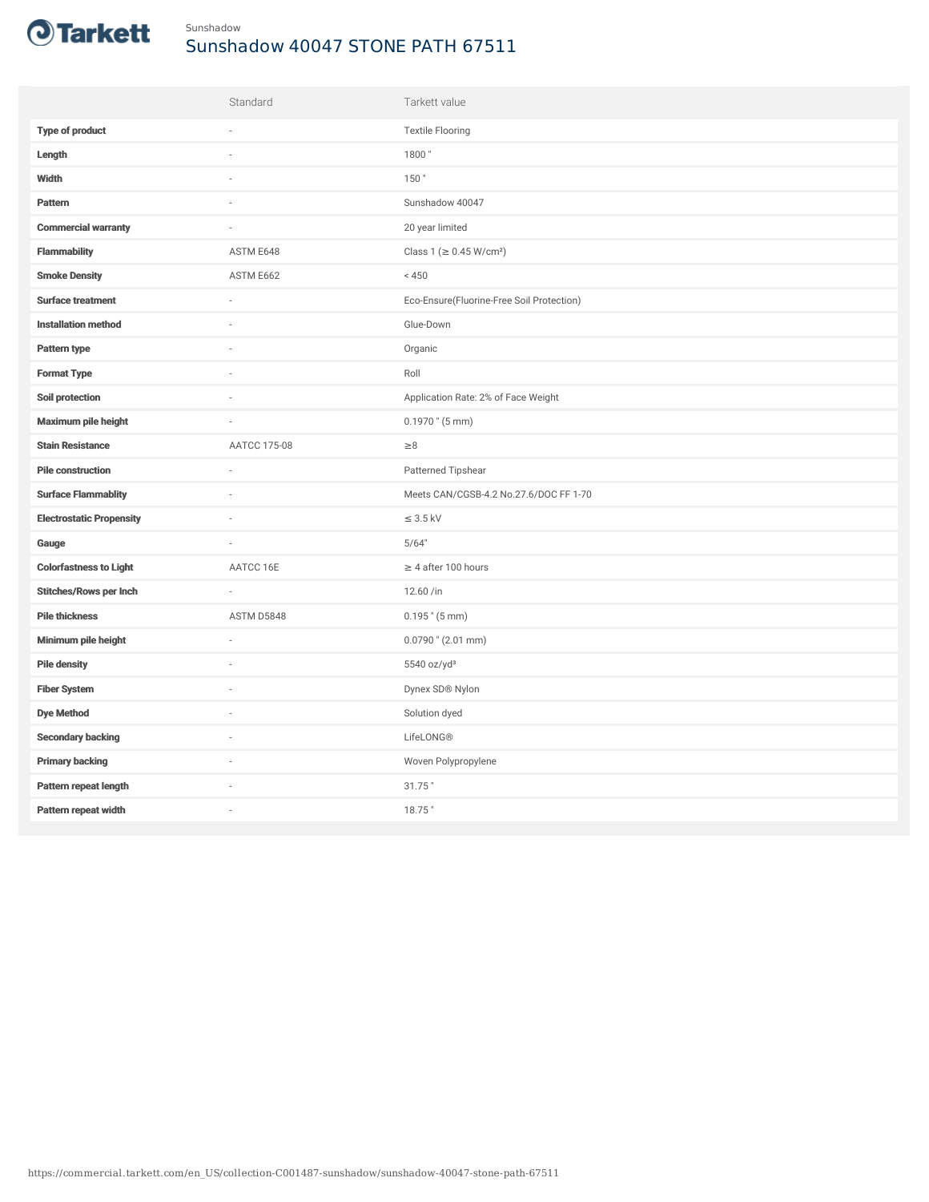Sunshadow

# Sunshadow 40047 STONE PATH 67511

| | Standard | Tarkett value |
|---|---|---|
| **Type of product** | - | Textile Flooring |
| **Length** | - | 1800 " |
| **Width** | - | 150 " |
| **Pattern** | - | Sunshadow 40047 |
| **Commercial warranty** | - | 20 year limited |
| **Flammability** | ASTM E648 | Class 1 (≥ 0.45 W/cm²) |
| **Smoke Density** | ASTM E662 | < 450 |
| **Surface treatment** | - | Eco-Ensure(Fluorine-Free Soil Protection) |
| **Installation method** | - | Glue-Down |
| **Pattern type** | - | Organic |
| **Format Type** | - | Roll |
| **Soil protection** | - | Application Rate: 2% of Face Weight |
| **Maximum pile height** | - | 0.1970 " (5 mm) |
| **Stain Resistance** | AATCC 175-08 | ≥8 |
| **Pile construction** | - | Patterned Tipshear |
| **Surface Flammablity** | - | Meets CAN/CGSB-4.2 No.27.6/DOC FF 1-70 |
| **Electrostatic Propensity** | - | ≤ 3.5 kV |
| **Gauge** | - | 5/64" |
| **Colorfastness to Light** | AATCC 16E | ≥ 4 after 100 hours |
| **Stitches/Rows per Inch** | - | 12.60 /in |
| **Pile thickness** | ASTM D5848 | 0.195 " (5 mm) |
| **Minimum pile height** | - | 0.0790 " (2.01 mm) |
| **Pile density** | - | 5540 oz/yd³ |
| **Fiber System** | - | Dynex SD® Nylon |
| **Dye Method** | - | Solution dyed |
| **Secondary backing** | - | LifeLONG® |
| **Primary backing** | - | Woven Polypropylene |
| **Pattern repeat length** | - | 31.75 " |
| **Pattern repeat width** | - | 18.75 " |